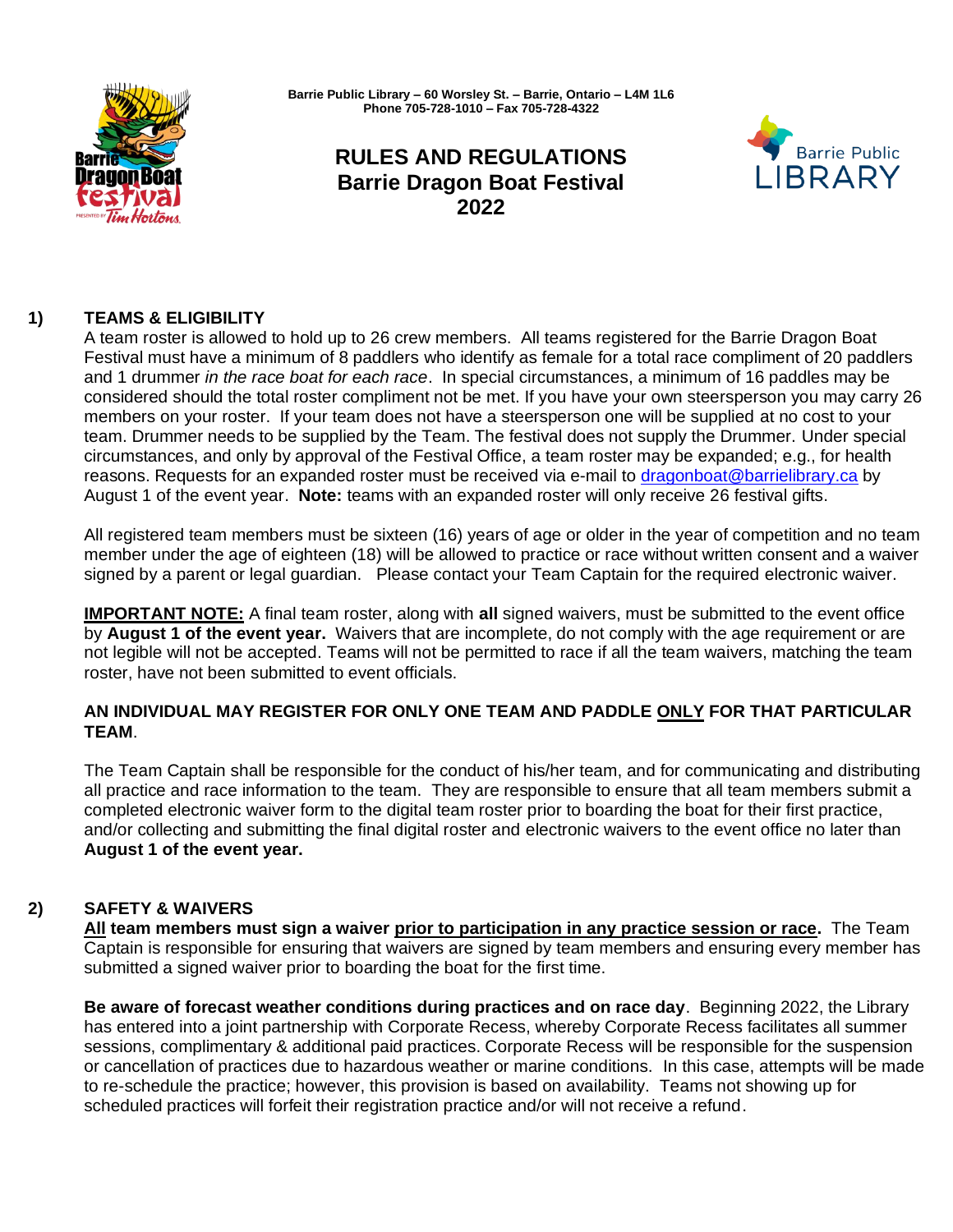Barrie Public Library – 60 Worsley St. – Barrie, Ontario – L4M 1L6
Phone 705-728-1010 – Fax 705-728-4322

# RULES AND REGULATIONS
# Barrie Dragon Boat Festival
# 2022

## 1) TEAMS & ELIGIBILITY

A team roster is allowed to hold up to 26 crew members. All teams registered for the Barrie Dragon Boat Festival must have a minimum of 8 paddlers who identify as female for a total race compliment of 20 paddlers and 1 drummer *in the race boat for each race*. In special circumstances, a minimum of 16 paddles may be considered should the total roster compliment not be met. If you have your own steersperson you may carry 26 members on your roster. If your team does not have a steersperson one will be supplied at no cost to your team. Drummer needs to be supplied by the Team. The festival does not supply the Drummer. Under special circumstances, and only by approval of the Festival Office, a team roster may be expanded; e.g., for health reasons. Requests for an expanded roster must be received via e-mail to dragonboat@barrielibrary.ca by August 1 of the event year. **Note:** teams with an expanded roster will only receive 26 festival gifts.

All registered team members must be sixteen (16) years of age or older in the year of competition and no team member under the age of eighteen (18) will be allowed to practice or race without written consent and a waiver signed by a parent or legal guardian. Please contact your Team Captain for the required electronic waiver.

**IMPORTANT NOTE:** A final team roster, along with **all** signed waivers, must be submitted to the event office by **August 1 of the event year.** Waivers that are incomplete, do not comply with the age requirement or are not legible will not be accepted. Teams will not be permitted to race if all the team waivers, matching the team roster, have not been submitted to event officials.

**AN INDIVIDUAL MAY REGISTER FOR ONLY ONE TEAM AND PADDLE ONLY FOR THAT PARTICULAR TEAM**.

The Team Captain shall be responsible for the conduct of his/her team, and for communicating and distributing all practice and race information to the team. They are responsible to ensure that all team members submit a completed electronic waiver form to the digital team roster prior to boarding the boat for their first practice, and/or collecting and submitting the final digital roster and electronic waivers to the event office no later than **August 1 of the event year.**

## 2) SAFETY & WAIVERS

**All team members must sign a waiver prior to participation in any practice session or race.** The Team Captain is responsible for ensuring that waivers are signed by team members and ensuring every member has submitted a signed waiver prior to boarding the boat for the first time.

**Be aware of forecast weather conditions during practices and on race day**. Beginning 2022, the Library has entered into a joint partnership with Corporate Recess, whereby Corporate Recess facilitates all summer sessions, complimentary & additional paid practices. Corporate Recess will be responsible for the suspension or cancellation of practices due to hazardous weather or marine conditions. In this case, attempts will be made to re-schedule the practice; however, this provision is based on availability. Teams not showing up for scheduled practices will forfeit their registration practice and/or will not receive a refund.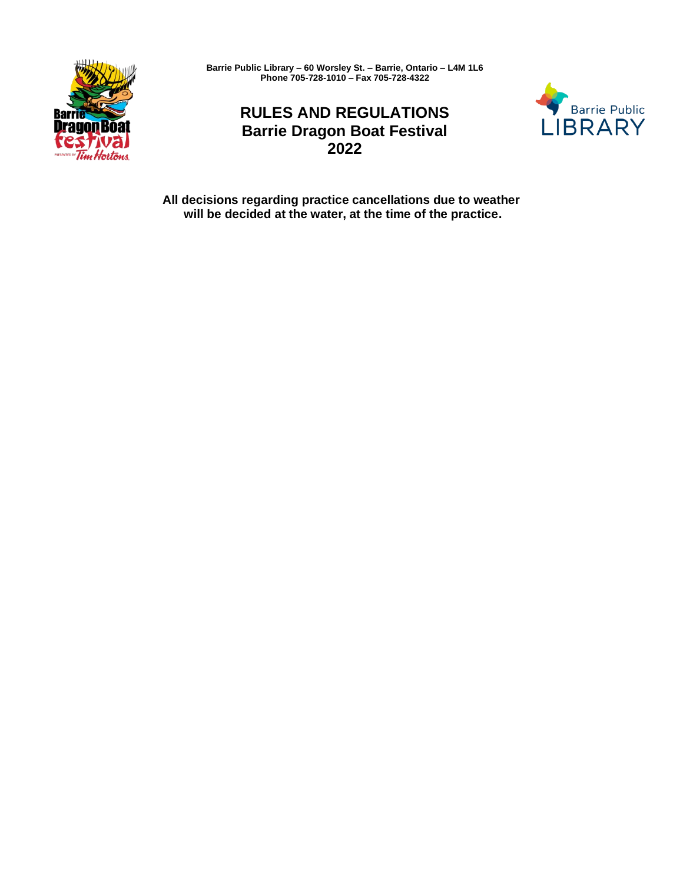Barrie Public Library – 60 Worsley St. – Barrie, Ontario – L4M 1L6
Phone 705-728-1010 – Fax 705-728-4322

# RULES AND REGULATIONS
## Barrie Dragon Boat Festival
## 2022

**All decisions regarding practice cancellations due to weather will be decided at the water, at the time of the practice.**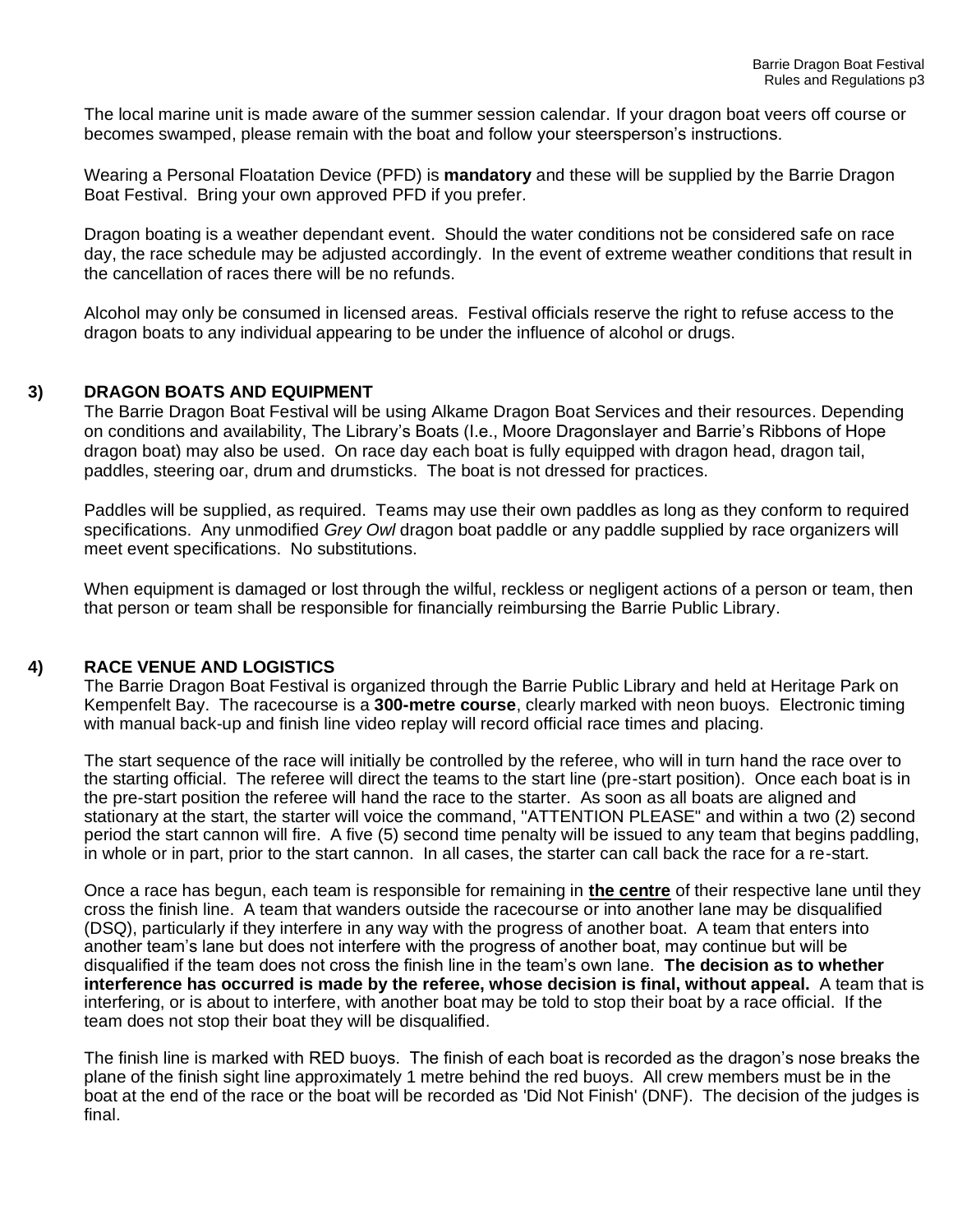The local marine unit is made aware of the summer session calendar. If your dragon boat veers off course or becomes swamped, please remain with the boat and follow your steersperson's instructions.

Wearing a Personal Floatation Device (PFD) is **mandatory** and these will be supplied by the Barrie Dragon Boat Festival. Bring your own approved PFD if you prefer.

Dragon boating is a weather dependant event. Should the water conditions not be considered safe on race day, the race schedule may be adjusted accordingly. In the event of extreme weather conditions that result in the cancellation of races there will be no refunds.

Alcohol may only be consumed in licensed areas. Festival officials reserve the right to refuse access to the dragon boats to any individual appearing to be under the influence of alcohol or drugs.

## 3) DRAGON BOATS AND EQUIPMENT

The Barrie Dragon Boat Festival will be using Alkame Dragon Boat Services and their resources. Depending on conditions and availability, The Library's Boats (I.e., Moore Dragonslayer and Barrie's Ribbons of Hope dragon boat) may also be used. On race day each boat is fully equipped with dragon head, dragon tail, paddles, steering oar, drum and drumsticks. The boat is not dressed for practices.

Paddles will be supplied, as required. Teams may use their own paddles as long as they conform to required specifications. Any unmodified *Grey Owl* dragon boat paddle or any paddle supplied by race organizers will meet event specifications. No substitutions.

When equipment is damaged or lost through the wilful, reckless or negligent actions of a person or team, then that person or team shall be responsible for financially reimbursing the Barrie Public Library.

## 4) RACE VENUE AND LOGISTICS

The Barrie Dragon Boat Festival is organized through the Barrie Public Library and held at Heritage Park on Kempenfelt Bay. The racecourse is a **300-metre course**, clearly marked with neon buoys. Electronic timing with manual back-up and finish line video replay will record official race times and placing.

The start sequence of the race will initially be controlled by the referee, who will in turn hand the race over to the starting official. The referee will direct the teams to the start line (pre-start position). Once each boat is in the pre-start position the referee will hand the race to the starter. As soon as all boats are aligned and stationary at the start, the starter will voice the command, "ATTENTION PLEASE" and within a two (2) second period the start cannon will fire. A five (5) second time penalty will be issued to any team that begins paddling, in whole or in part, prior to the start cannon. In all cases, the starter can call back the race for a re-start.

Once a race has begun, each team is responsible for remaining in **the centre** of their respective lane until they cross the finish line. A team that wanders outside the racecourse or into another lane may be disqualified (DSQ), particularly if they interfere in any way with the progress of another boat. A team that enters into another team's lane but does not interfere with the progress of another boat, may continue but will be disqualified if the team does not cross the finish line in the team's own lane. **The decision as to whether interference has occurred is made by the referee, whose decision is final, without appeal.** A team that is interfering, or is about to interfere, with another boat may be told to stop their boat by a race official. If the team does not stop their boat they will be disqualified.

The finish line is marked with RED buoys. The finish of each boat is recorded as the dragon's nose breaks the plane of the finish sight line approximately 1 metre behind the red buoys. All crew members must be in the boat at the end of the race or the boat will be recorded as 'Did Not Finish' (DNF). The decision of the judges is final.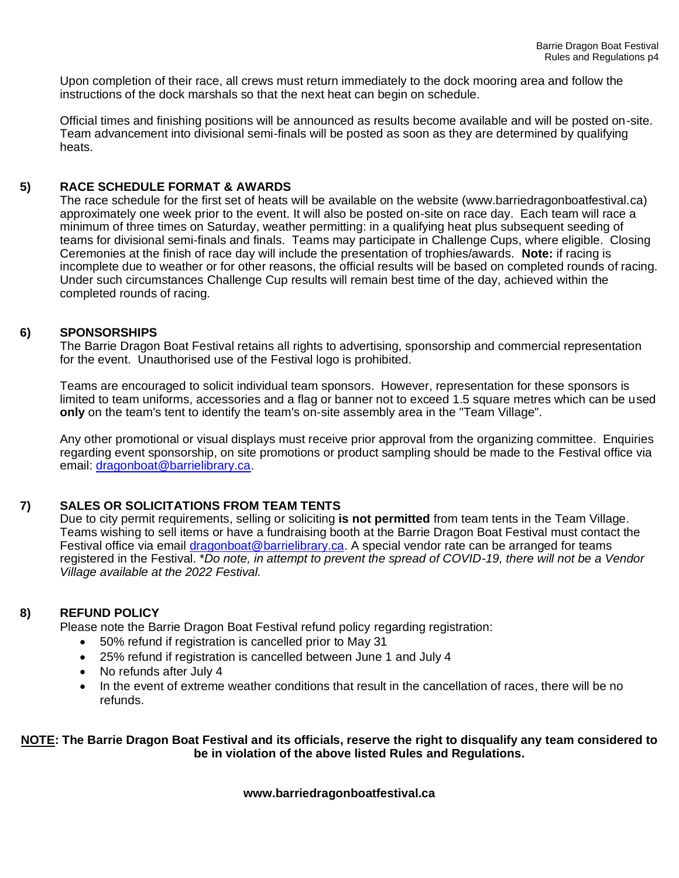Upon completion of their race, all crews must return immediately to the dock mooring area and follow the instructions of the dock marshals so that the next heat can begin on schedule.

Official times and finishing positions will be announced as results become available and will be posted on-site. Team advancement into divisional semi-finals will be posted as soon as they are determined by qualifying heats.

## 5) RACE SCHEDULE FORMAT & AWARDS

The race schedule for the first set of heats will be available on the website (www.barriedragonboatfestival.ca) approximately one week prior to the event. It will also be posted on-site on race day. Each team will race a minimum of three times on Saturday, weather permitting: in a qualifying heat plus subsequent seeding of teams for divisional semi-finals and finals. Teams may participate in Challenge Cups, where eligible. Closing Ceremonies at the finish of race day will include the presentation of trophies/awards. **Note:** if racing is incomplete due to weather or for other reasons, the official results will be based on completed rounds of racing. Under such circumstances Challenge Cup results will remain best time of the day, achieved within the completed rounds of racing.

## 6) SPONSORSHIPS

The Barrie Dragon Boat Festival retains all rights to advertising, sponsorship and commercial representation for the event. Unauthorised use of the Festival logo is prohibited.

Teams are encouraged to solicit individual team sponsors. However, representation for these sponsors is limited to team uniforms, accessories and a flag or banner not to exceed 1.5 square metres which can be used **only** on the team's tent to identify the team's on-site assembly area in the "Team Village".

Any other promotional or visual displays must receive prior approval from the organizing committee. Enquiries regarding event sponsorship, on site promotions or product sampling should be made to the Festival office via email: dragonboat@barrielibrary.ca.

## 7) SALES OR SOLICITATIONS FROM TEAM TENTS

Due to city permit requirements, selling or soliciting **is not permitted** from team tents in the Team Village. Teams wishing to sell items or have a fundraising booth at the Barrie Dragon Boat Festival must contact the Festival office via email dragonboat@barrielibrary.ca. A special vendor rate can be arranged for teams registered in the Festival. **Do note, in attempt to prevent the spread of COVID-19, there will not be a Vendor Village available at the 2022 Festival.*

## 8) REFUND POLICY

Please note the Barrie Dragon Boat Festival refund policy regarding registration:

- 50% refund if registration is cancelled prior to May 31
- 25% refund if registration is cancelled between June 1 and July 4
- No refunds after July 4
- In the event of extreme weather conditions that result in the cancellation of races, there will be no refunds.

**NOTE: The Barrie Dragon Boat Festival and its officials, reserve the right to disqualify any team considered to be in violation of the above listed Rules and Regulations.**

**www.barriedragonboatfestival.ca**